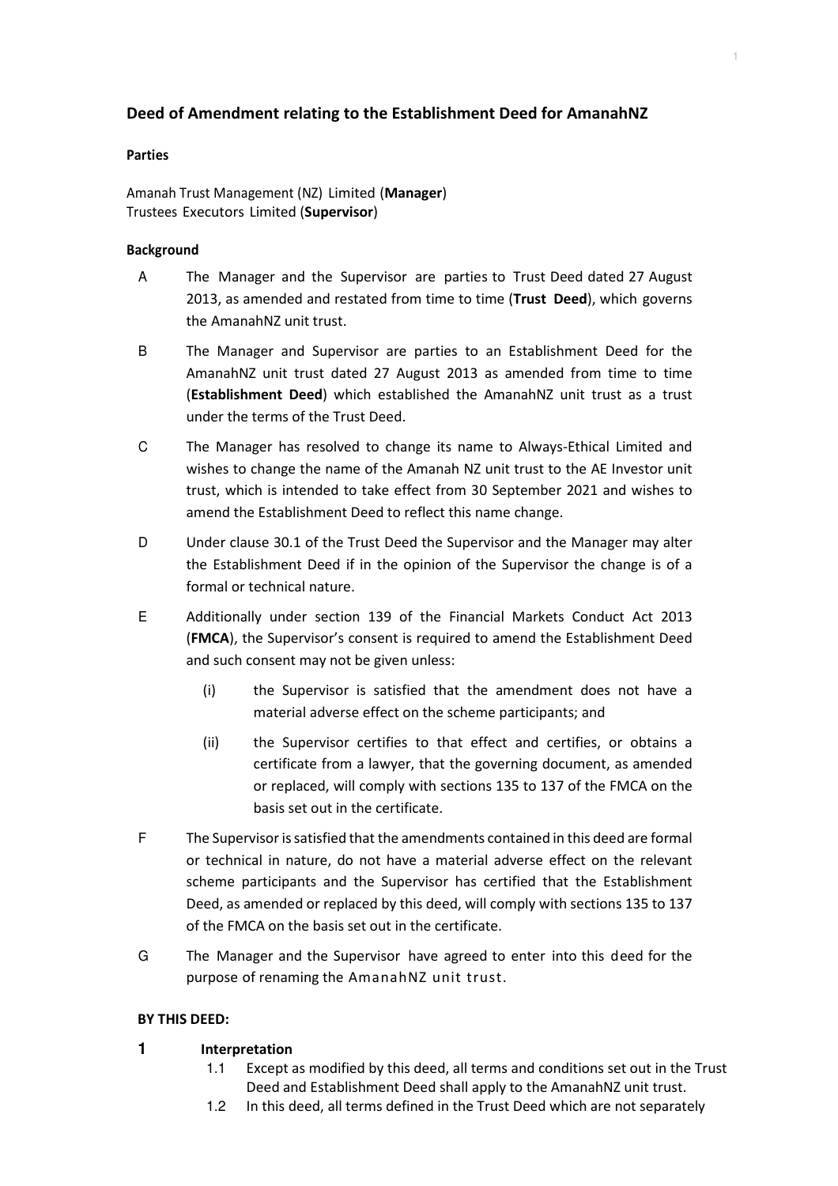## Deed of Amendment relating to the Establishment Deed for AmanahNZ

**Parties**

Amanah Trust Management (NZ) Limited (**Manager**)
Trustees Executors Limited (**Supervisor**)

**Background**

A The Manager and the Supervisor are parties to Trust Deed dated 27 August 2013, as amended and restated from time to time (**Trust Deed**), which governs the AmanahNZ unit trust.

B The Manager and Supervisor are parties to an Establishment Deed for the AmanahNZ unit trust dated 27 August 2013 as amended from time to time (**Establishment Deed**) which established the AmanahNZ unit trust as a trust under the terms of the Trust Deed.

C The Manager has resolved to change its name to Always-Ethical Limited and wishes to change the name of the Amanah NZ unit trust to the AE Investor unit trust, which is intended to take effect from 30 September 2021 and wishes to amend the Establishment Deed to reflect this name change.

D Under clause 30.1 of the Trust Deed the Supervisor and the Manager may alter the Establishment Deed if in the opinion of the Supervisor the change is of a formal or technical nature.

E Additionally under section 139 of the Financial Markets Conduct Act 2013 (**FMCA**), the Supervisor's consent is required to amend the Establishment Deed and such consent may not be given unless:

(i) the Supervisor is satisfied that the amendment does not have a material adverse effect on the scheme participants; and

(ii) the Supervisor certifies to that effect and certifies, or obtains a certificate from a lawyer, that the governing document, as amended or replaced, will comply with sections 135 to 137 of the FMCA on the basis set out in the certificate.

F The Supervisor is satisfied that the amendments contained in this deed are formal or technical in nature, do not have a material adverse effect on the relevant scheme participants and the Supervisor has certified that the Establishment Deed, as amended or replaced by this deed, will comply with sections 135 to 137 of the FMCA on the basis set out in the certificate.

G The Manager and the Supervisor have agreed to enter into this deed for the purpose of renaming the AmanahNZ unit trust.

**BY THIS DEED:**

**1 Interpretation**

1.1 Except as modified by this deed, all terms and conditions set out in the Trust Deed and Establishment Deed shall apply to the AmanahNZ unit trust.

1.2 In this deed, all terms defined in the Trust Deed which are not separately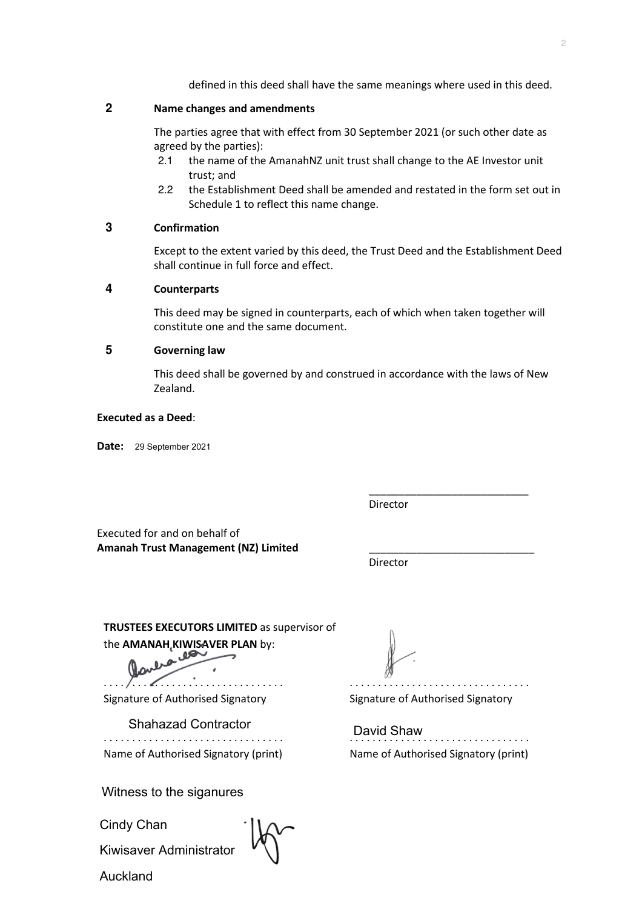defined in this deed shall have the same meanings where used in this deed.

## 2 Name changes and amendments

The parties agree that with effect from 30 September 2021 (or such other date as agreed by the parties):

2.1 the name of the AmanahNZ unit trust shall change to the AE Investor unit trust; and

2.2 the Establishment Deed shall be amended and restated in the form set out in Schedule 1 to reflect this name change.

## 3 Confirmation

Except to the extent varied by this deed, the Trust Deed and the Establishment Deed shall continue in full force and effect.

## 4 Counterparts

This deed may be signed in counterparts, each of which when taken together will constitute one and the same document.

## 5 Governing law

This deed shall be governed by and construed in accordance with the laws of New Zealand.

**Executed as a Deed**:

**Date:** 29 September 2021

Executed for and on behalf of
**Amanah Trust Management (NZ) Limited**

\_\_\_\_\_\_\_\_\_\_\_\_\_\_\_\_\_\_\_\_\_\_\_\_\_\_\_\_
Director

\_\_\_\_\_\_\_\_\_\_\_\_\_\_\_\_\_\_\_\_\_\_\_\_\_\_\_\_
Director

**TRUSTEES EXECUTORS LIMITED** as supervisor of the **AMANAH KIWISAVER PLAN** by:

. . . . . . . . . . . . . . . . . . . . . . . . . . . . . . .
Signature of Authorised Signatory

Shahazad Contractor
. . . . . . . . . . . . . . . . . . . . . . . . . . . . . . .
Name of Authorised Signatory (print)

. . . . . . . . . . . . . . . . . . . . . . . . . . . . . . .
Signature of Authorised Signatory

David Shaw
. . . . . . . . . . . . . . . . . . . . . . . . . . . . . . .
Name of Authorised Signatory (print)

Witness to the siganures

Cindy Chan

Kiwisaver Administrator

Auckland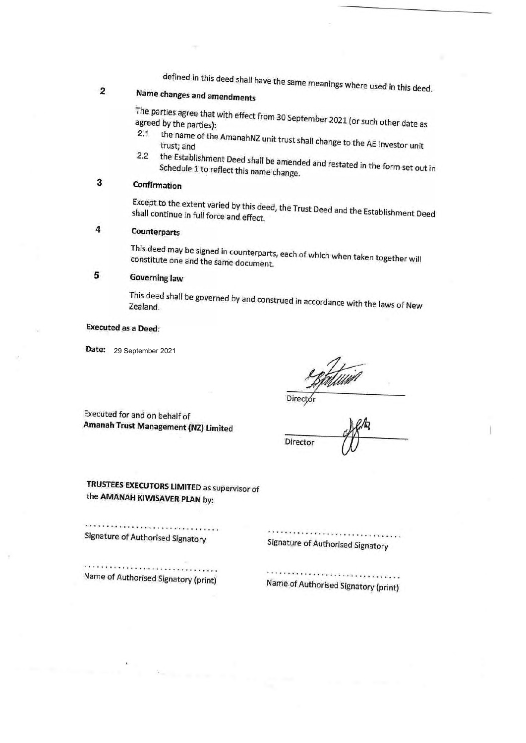defined in this deed shall have the same meanings where used in this deed.

**2 Name changes and amendments**

The parties agree that with effect from 30 September 2021 (or such other date as agreed by the parties):

2.1 the name of the AmanahNZ unit trust shall change to the AE Investor unit trust; and

2.2 the Establishment Deed shall be amended and restated in the form set out in Schedule 1 to reflect this name change.

**3 Confirmation**

Except to the extent varied by this deed, the Trust Deed and the Establishment Deed shall continue in full force and effect.

**4 Counterparts**

This deed may be signed in counterparts, each of which when taken together will constitute one and the same document.

**5 Governing law**

This deed shall be governed by and construed in accordance with the laws of New Zealand.

**Executed as a Deed:**

**Date:** 29 September 2021

Executed for and on behalf of
**Amanah Trust Management (NZ) Limited**

Director

Director

**TRUSTEES EXECUTORS LIMITED** as supervisor of the **AMANAH KIWISAVER PLAN** by:

................................ 
Signature of Authorised Signatory

................................ 
Signature of Authorised Signatory

................................ 
Name of Authorised Signatory (print)

................................ 
Name of Authorised Signatory (print)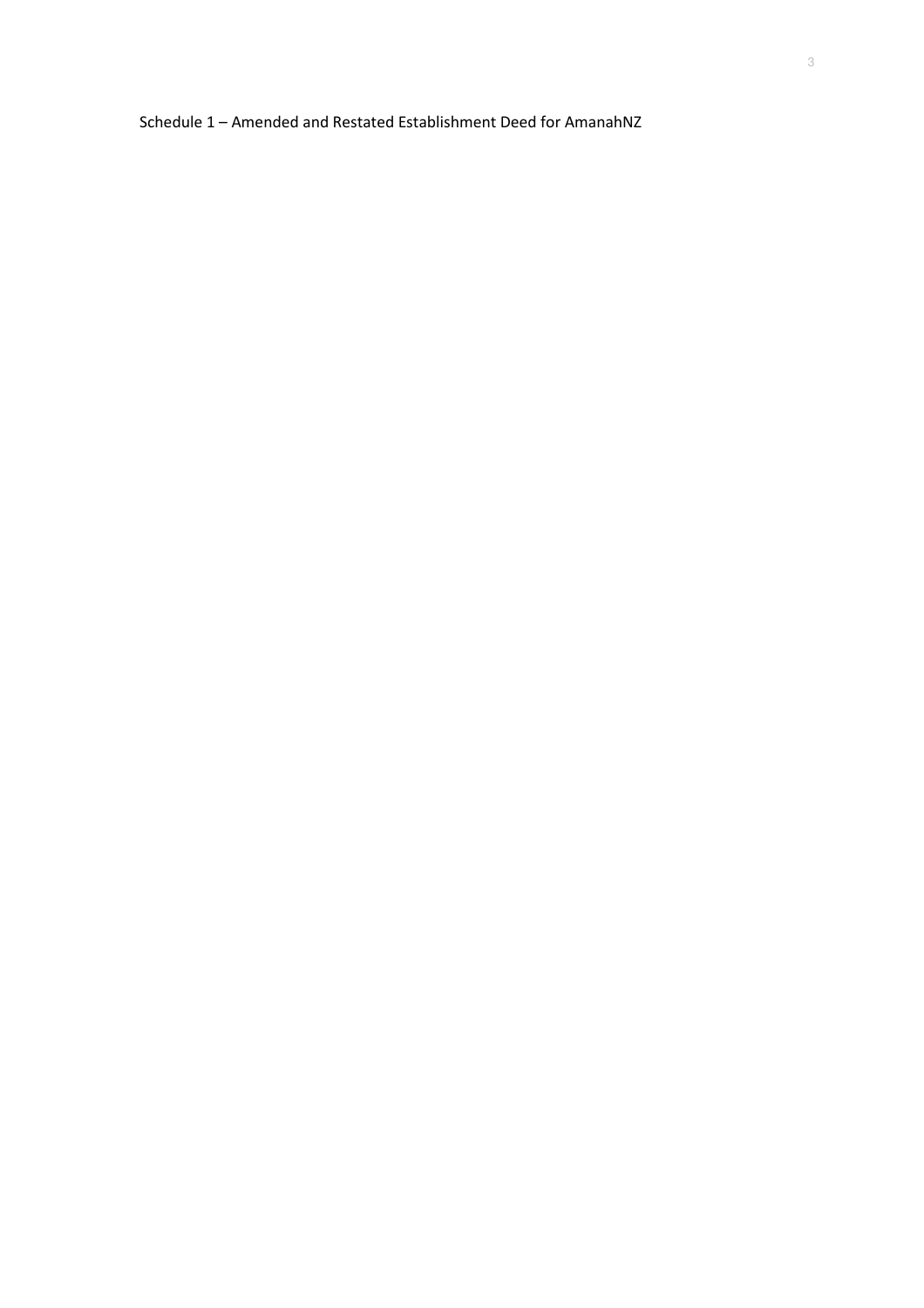Schedule 1 – Amended and Restated Establishment Deed for AmanahNZ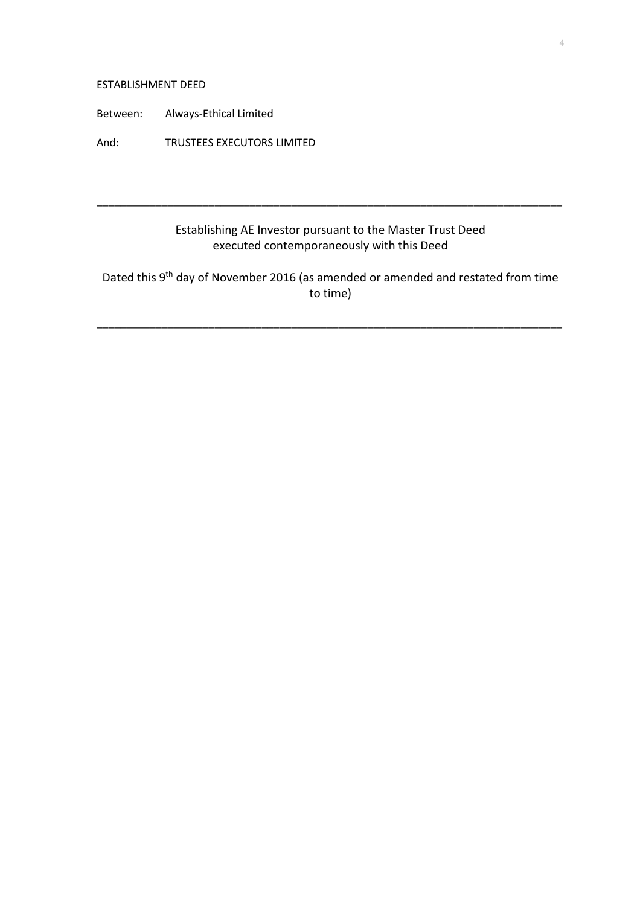ESTABLISHMENT DEED

Between: Always-Ethical Limited

And: TRUSTEES EXECUTORS LIMITED

---

Establishing AE Investor pursuant to the Master Trust Deed executed contemporaneously with this Deed

Dated this 9th day of November 2016 (as amended or amended and restated from time to time)

---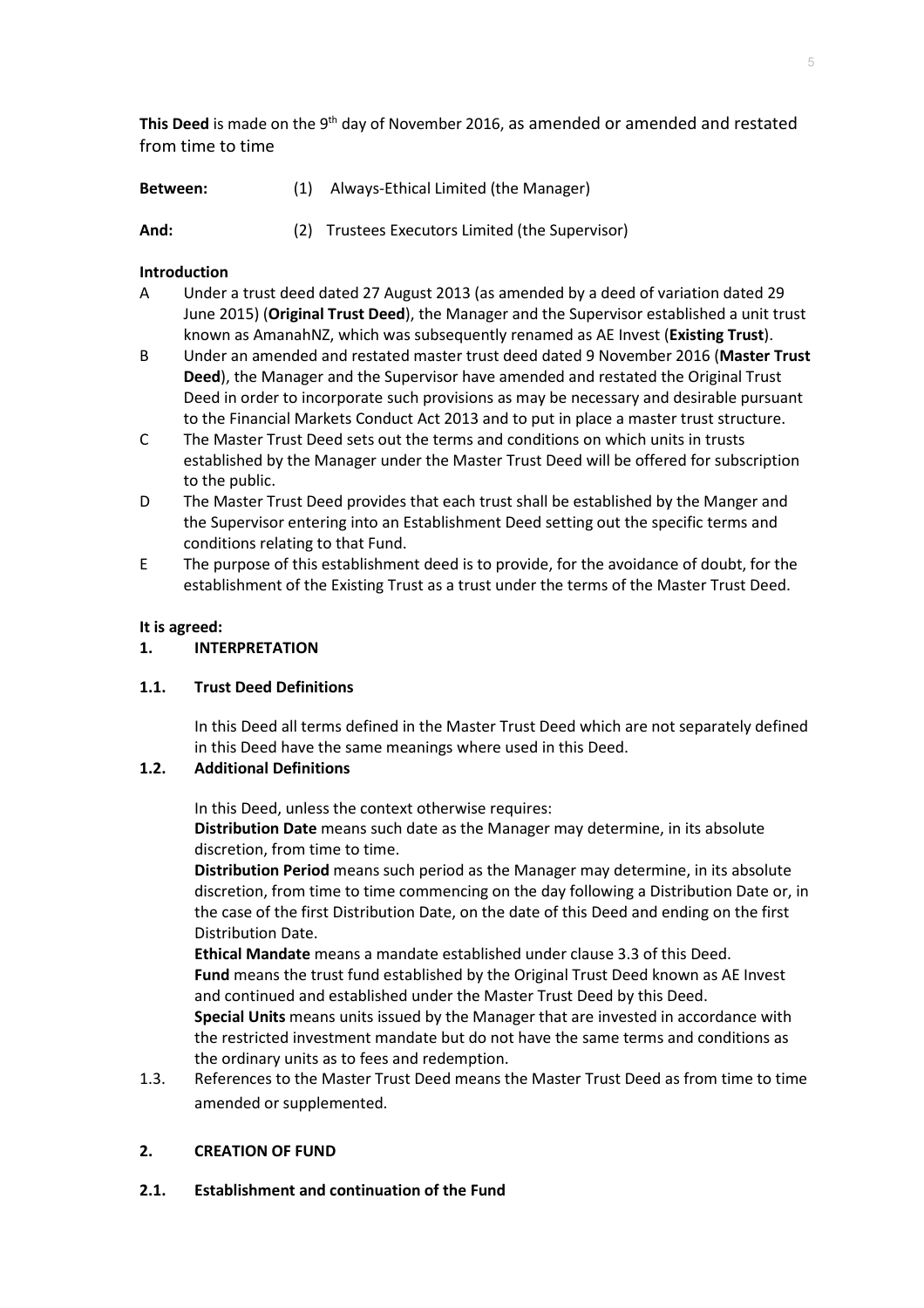**This Deed** is made on the 9th day of November 2016, as amended or amended and restated from time to time

**Between:** (1) Always-Ethical Limited (the Manager)

**And:** (2) Trustees Executors Limited (the Supervisor)

**Introduction**

A Under a trust deed dated 27 August 2013 (as amended by a deed of variation dated 29 June 2015) (**Original Trust Deed**), the Manager and the Supervisor established a unit trust known as AmanahNZ, which was subsequently renamed as AE Invest (**Existing Trust**).

B Under an amended and restated master trust deed dated 9 November 2016 (**Master Trust Deed**), the Manager and the Supervisor have amended and restated the Original Trust Deed in order to incorporate such provisions as may be necessary and desirable pursuant to the Financial Markets Conduct Act 2013 and to put in place a master trust structure.

C The Master Trust Deed sets out the terms and conditions on which units in trusts established by the Manager under the Master Trust Deed will be offered for subscription to the public.

D The Master Trust Deed provides that each trust shall be established by the Manger and the Supervisor entering into an Establishment Deed setting out the specific terms and conditions relating to that Fund.

E The purpose of this establishment deed is to provide, for the avoidance of doubt, for the establishment of the Existing Trust as a trust under the terms of the Master Trust Deed.

**It is agreed:**

## 1. INTERPRETATION

### 1.1. Trust Deed Definitions

In this Deed all terms defined in the Master Trust Deed which are not separately defined in this Deed have the same meanings where used in this Deed.

### 1.2. Additional Definitions

In this Deed, unless the context otherwise requires:

**Distribution Date** means such date as the Manager may determine, in its absolute discretion, from time to time.

**Distribution Period** means such period as the Manager may determine, in its absolute discretion, from time to time commencing on the day following a Distribution Date or, in the case of the first Distribution Date, on the date of this Deed and ending on the first Distribution Date.

**Ethical Mandate** means a mandate established under clause 3.3 of this Deed.

**Fund** means the trust fund established by the Original Trust Deed known as AE Invest and continued and established under the Master Trust Deed by this Deed.

**Special Units** means units issued by the Manager that are invested in accordance with the restricted investment mandate but do not have the same terms and conditions as the ordinary units as to fees and redemption.

1.3. References to the Master Trust Deed means the Master Trust Deed as from time to time amended or supplemented.

## 2. CREATION OF FUND

### 2.1. Establishment and continuation of the Fund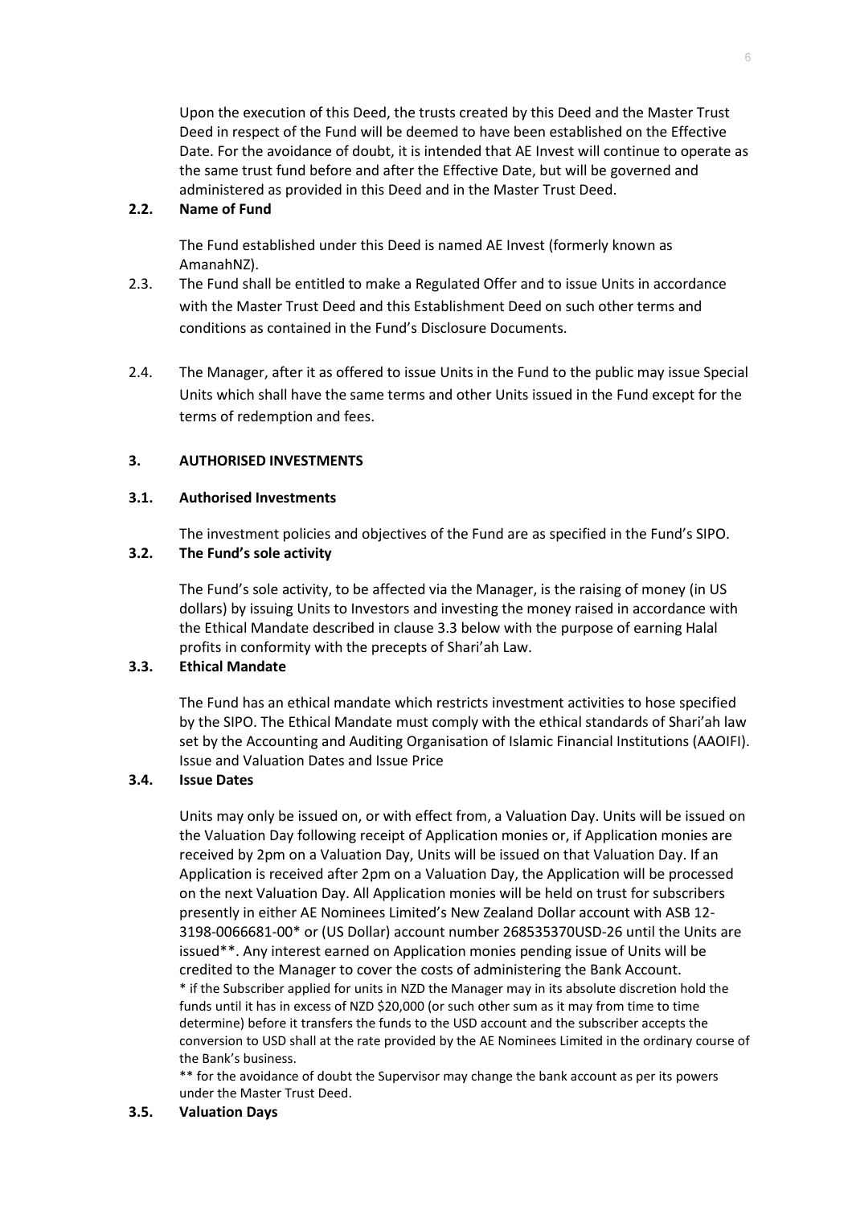Upon the execution of this Deed, the trusts created by this Deed and the Master Trust Deed in respect of the Fund will be deemed to have been established on the Effective Date. For the avoidance of doubt, it is intended that AE Invest will continue to operate as the same trust fund before and after the Effective Date, but will be governed and administered as provided in this Deed and in the Master Trust Deed.

**2.2. Name of Fund**

The Fund established under this Deed is named AE Invest (formerly known as AmanahNZ).

2.3. The Fund shall be entitled to make a Regulated Offer and to issue Units in accordance with the Master Trust Deed and this Establishment Deed on such other terms and conditions as contained in the Fund's Disclosure Documents.

2.4. The Manager, after it as offered to issue Units in the Fund to the public may issue Special Units which shall have the same terms and other Units issued in the Fund except for the terms of redemption and fees.

## 3. AUTHORISED INVESTMENTS

**3.1. Authorised Investments**

The investment policies and objectives of the Fund are as specified in the Fund's SIPO.

**3.2. The Fund's sole activity**

The Fund's sole activity, to be affected via the Manager, is the raising of money (in US dollars) by issuing Units to Investors and investing the money raised in accordance with the Ethical Mandate described in clause 3.3 below with the purpose of earning Halal profits in conformity with the precepts of Shari'ah Law.

**3.3. Ethical Mandate**

The Fund has an ethical mandate which restricts investment activities to hose specified by the SIPO. The Ethical Mandate must comply with the ethical standards of Shari'ah law set by the Accounting and Auditing Organisation of Islamic Financial Institutions (AAOIFI). Issue and Valuation Dates and Issue Price

**3.4. Issue Dates**

Units may only be issued on, or with effect from, a Valuation Day. Units will be issued on the Valuation Day following receipt of Application monies or, if Application monies are received by 2pm on a Valuation Day, Units will be issued on that Valuation Day. If an Application is received after 2pm on a Valuation Day, the Application will be processed on the next Valuation Day. All Application monies will be held on trust for subscribers presently in either AE Nominees Limited's New Zealand Dollar account with ASB 12-3198-0066681-00* or (US Dollar) account number 268535370USD-26 until the Units are issued**. Any interest earned on Application monies pending issue of Units will be credited to the Manager to cover the costs of administering the Bank Account.

* if the Subscriber applied for units in NZD the Manager may in its absolute discretion hold the funds until it has in excess of NZD $20,000 (or such other sum as it may from time to time determine) before it transfers the funds to the USD account and the subscriber accepts the conversion to USD shall at the rate provided by the AE Nominees Limited in the ordinary course of the Bank's business.

** for the avoidance of doubt the Supervisor may change the bank account as per its powers under the Master Trust Deed.

**3.5. Valuation Days**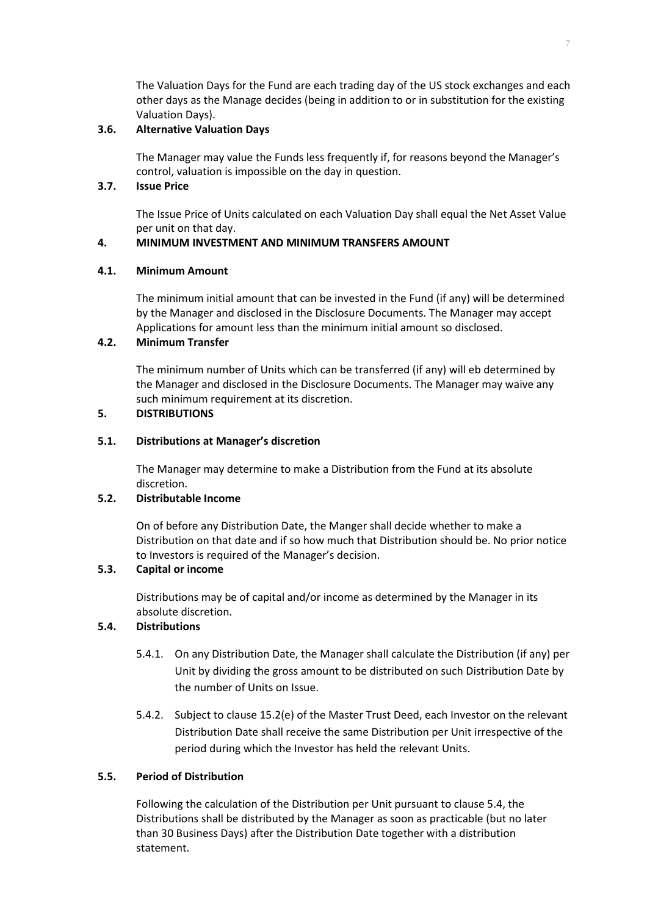The Valuation Days for the Fund are each trading day of the US stock exchanges and each other days as the Manage decides (being in addition to or in substitution for the existing Valuation Days).

### 3.6. Alternative Valuation Days

The Manager may value the Funds less frequently if, for reasons beyond the Manager's control, valuation is impossible on the day in question.

### 3.7. Issue Price

The Issue Price of Units calculated on each Valuation Day shall equal the Net Asset Value per unit on that day.

## 4. MINIMUM INVESTMENT AND MINIMUM TRANSFERS AMOUNT

### 4.1. Minimum Amount

The minimum initial amount that can be invested in the Fund (if any) will be determined by the Manager and disclosed in the Disclosure Documents. The Manager may accept Applications for amount less than the minimum initial amount so disclosed.

### 4.2. Minimum Transfer

The minimum number of Units which can be transferred (if any) will eb determined by the Manager and disclosed in the Disclosure Documents. The Manager may waive any such minimum requirement at its discretion.

## 5. DISTRIBUTIONS

### 5.1. Distributions at Manager's discretion

The Manager may determine to make a Distribution from the Fund at its absolute discretion.

### 5.2. Distributable Income

On of before any Distribution Date, the Manger shall decide whether to make a Distribution on that date and if so how much that Distribution should be. No prior notice to Investors is required of the Manager's decision.

### 5.3. Capital or income

Distributions may be of capital and/or income as determined by the Manager in its absolute discretion.

### 5.4. Distributions

5.4.1. On any Distribution Date, the Manager shall calculate the Distribution (if any) per Unit by dividing the gross amount to be distributed on such Distribution Date by the number of Units on Issue.

5.4.2. Subject to clause 15.2(e) of the Master Trust Deed, each Investor on the relevant Distribution Date shall receive the same Distribution per Unit irrespective of the period during which the Investor has held the relevant Units.

### 5.5. Period of Distribution

Following the calculation of the Distribution per Unit pursuant to clause 5.4, the Distributions shall be distributed by the Manager as soon as practicable (but no later than 30 Business Days) after the Distribution Date together with a distribution statement.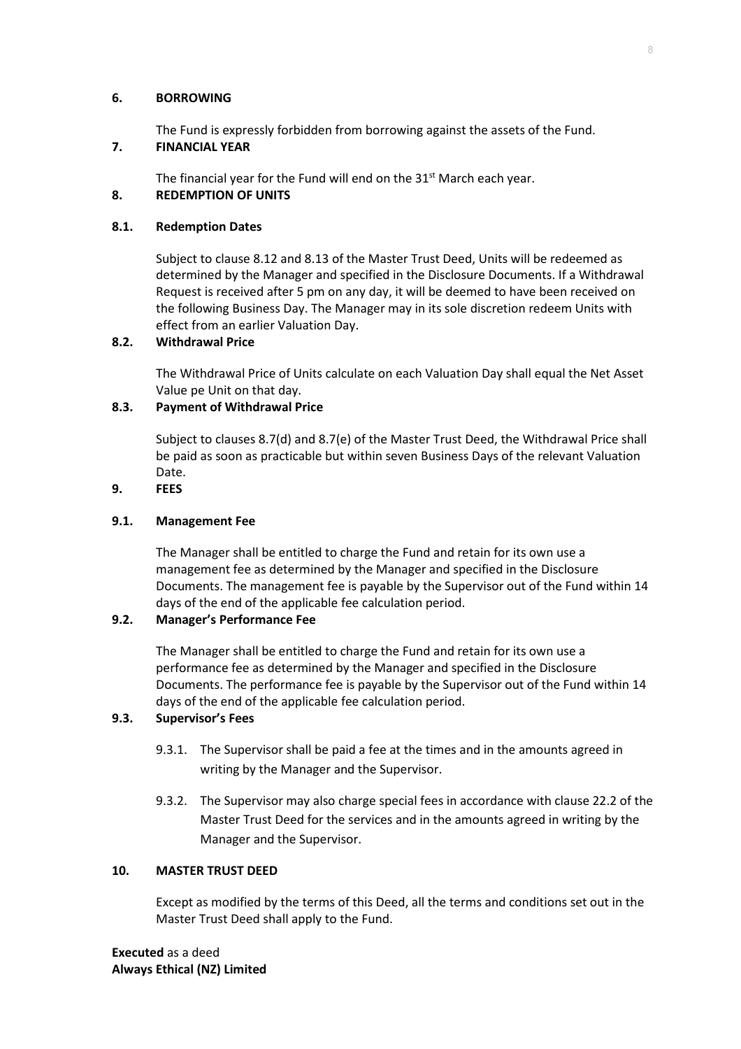## 6. BORROWING

The Fund is expressly forbidden from borrowing against the assets of the Fund.

## 7. FINANCIAL YEAR

The financial year for the Fund will end on the 31st March each year.

## 8. REDEMPTION OF UNITS

### 8.1. Redemption Dates

Subject to clause 8.12 and 8.13 of the Master Trust Deed, Units will be redeemed as determined by the Manager and specified in the Disclosure Documents. If a Withdrawal Request is received after 5 pm on any day, it will be deemed to have been received on the following Business Day. The Manager may in its sole discretion redeem Units with effect from an earlier Valuation Day.

### 8.2. Withdrawal Price

The Withdrawal Price of Units calculate on each Valuation Day shall equal the Net Asset Value pe Unit on that day.

### 8.3. Payment of Withdrawal Price

Subject to clauses 8.7(d) and 8.7(e) of the Master Trust Deed, the Withdrawal Price shall be paid as soon as practicable but within seven Business Days of the relevant Valuation Date.

## 9. FEES

### 9.1. Management Fee

The Manager shall be entitled to charge the Fund and retain for its own use a management fee as determined by the Manager and specified in the Disclosure Documents. The management fee is payable by the Supervisor out of the Fund within 14 days of the end of the applicable fee calculation period.

### 9.2. Manager's Performance Fee

The Manager shall be entitled to charge the Fund and retain for its own use a performance fee as determined by the Manager and specified in the Disclosure Documents. The performance fee is payable by the Supervisor out of the Fund within 14 days of the end of the applicable fee calculation period.

### 9.3. Supervisor's Fees

9.3.1. The Supervisor shall be paid a fee at the times and in the amounts agreed in writing by the Manager and the Supervisor.

9.3.2. The Supervisor may also charge special fees in accordance with clause 22.2 of the Master Trust Deed for the services and in the amounts agreed in writing by the Manager and the Supervisor.

## 10. MASTER TRUST DEED

Except as modified by the terms of this Deed, all the terms and conditions set out in the Master Trust Deed shall apply to the Fund.

**Executed** as a deed
**Always Ethical (NZ) Limited**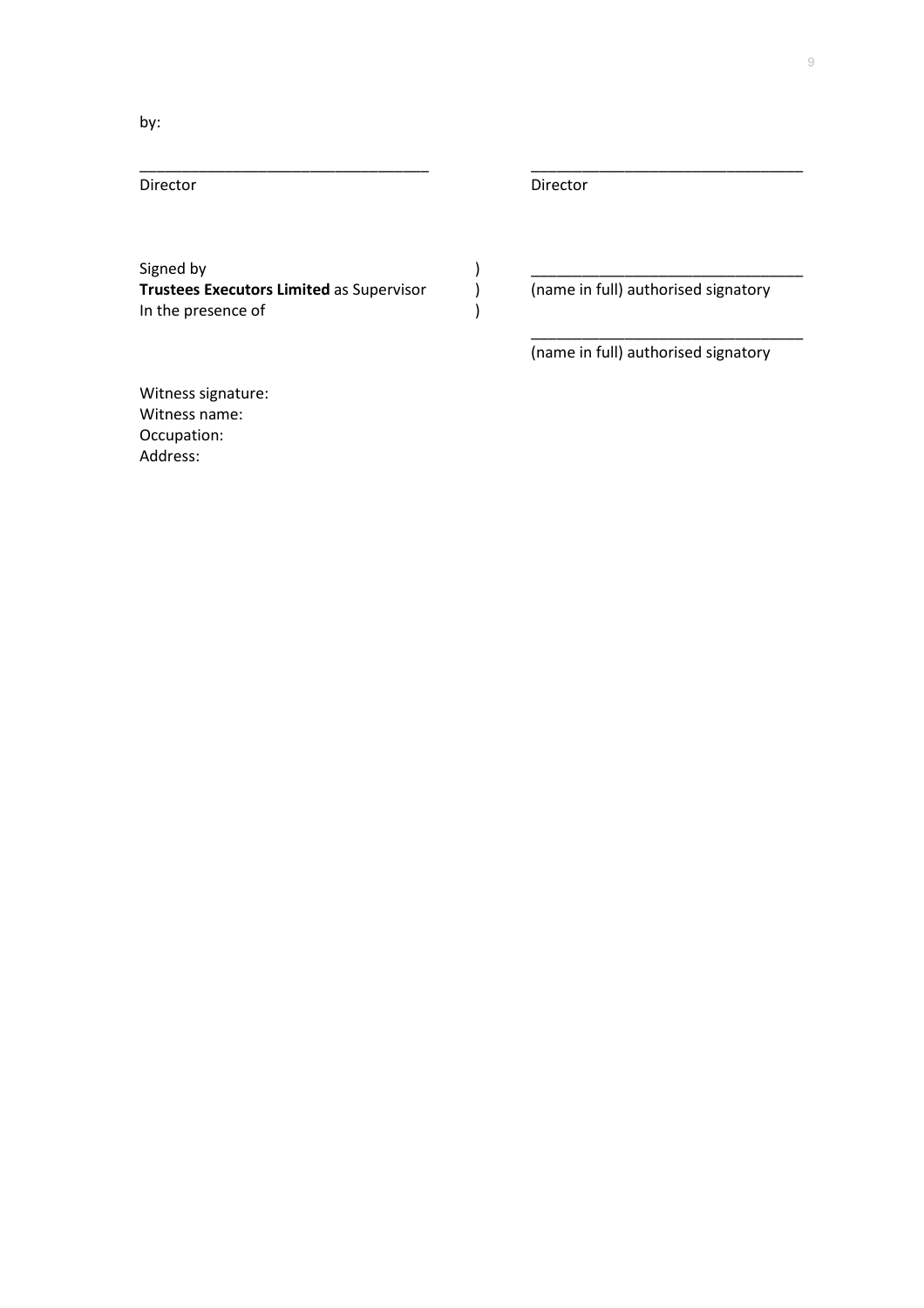by:

| | |
|---|---|
| ________________________________ | ________________________________ |
| Director | Director |

| | | |
|---|---|---|
| Signed by | ) | ________________________________ |
| **Trustees Executors Limited** as Supervisor | ) | (name in full) authorised signatory |
| In the presence of | ) | |
| | | ________________________________ |
| | | (name in full) authorised signatory |

Witness signature:
Witness name:
Occupation:
Address: